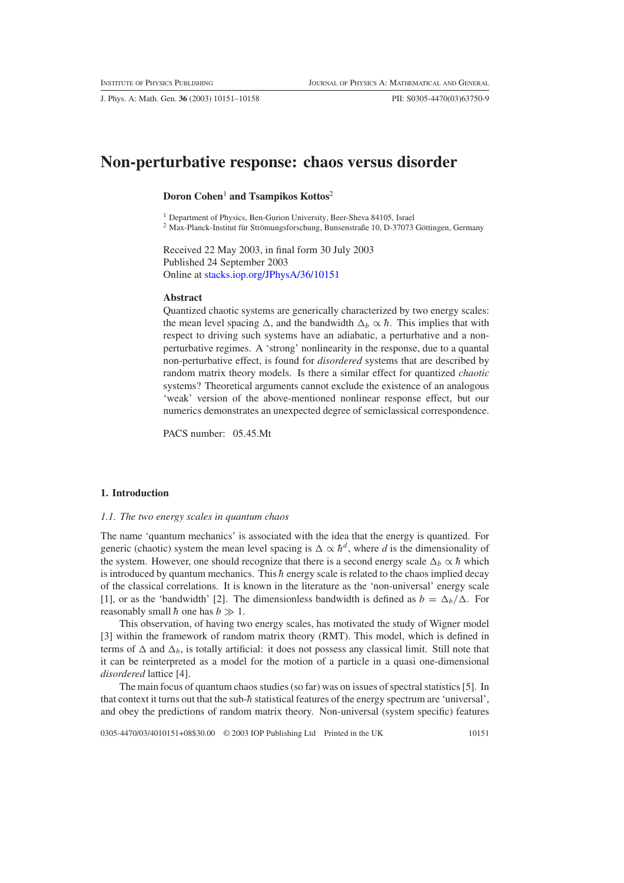# Non-perturbative response: chaos versus disorder

**Doron Cohen**[1] **and Tsampikos Kottos**[2]

[1] Department of Physics, Ben-Gurion University, Beer-Sheva 84105, Israel
[2] Max-Planck-Institut für Strömungsforschung, Bunsenstraße 10, D-37073 Göttingen, Germany

Received 22 May 2003, in final form 30 July 2003
Published 24 September 2003
Online at stacks.iop.org/JPhysA/36/10151

### Abstract

Quantized chaotic systems are generically characterized by two energy scales: the mean level spacing $\Delta$, and the bandwidth $\Delta_b \propto \hbar$. This implies that with respect to driving such systems have an adiabatic, a perturbative and a non-perturbative regimes. A 'strong' nonlinearity in the response, due to a quantal non-perturbative effect, is found for *disordered* systems that are described by random matrix theory models. Is there a similar effect for quantized *chaotic* systems? Theoretical arguments cannot exclude the existence of an analogous 'weak' version of the above-mentioned nonlinear response effect, but our numerics demonstrates an unexpected degree of semiclassical correspondence.

PACS number: 05.45.Mt

## 1. Introduction

### *1.1. The two energy scales in quantum chaos*

The name 'quantum mechanics' is associated with the idea that the energy is quantized. For generic (chaotic) system the mean level spacing is $\Delta \propto \hbar^d$, where $d$ is the dimensionality of the system. However, one should recognize that there is a second energy scale $\Delta_b \propto \hbar$ which is introduced by quantum mechanics. This $\hbar$ energy scale is related to the chaos implied decay of the classical correlations. It is known in the literature as the 'non-universal' energy scale [1], or as the 'bandwidth' [2]. The dimensionless bandwidth is defined as $b = \Delta_b/\Delta$. For reasonably small $\hbar$ one has $b \gg 1$.

This observation, of having two energy scales, has motivated the study of Wigner model [3] within the framework of random matrix theory (RMT). This model, which is defined in terms of $\Delta$ and $\Delta_b$, is totally artificial: it does not possess any classical limit. Still note that it can be reinterpreted as a model for the motion of a particle in a quasi one-dimensional *disordered* lattice [4].

The main focus of quantum chaos studies (so far) was on issues of spectral statistics [5]. In that context it turns out that the sub-$\hbar$ statistical features of the energy spectrum are 'universal', and obey the predictions of random matrix theory. Non-universal (system specific) features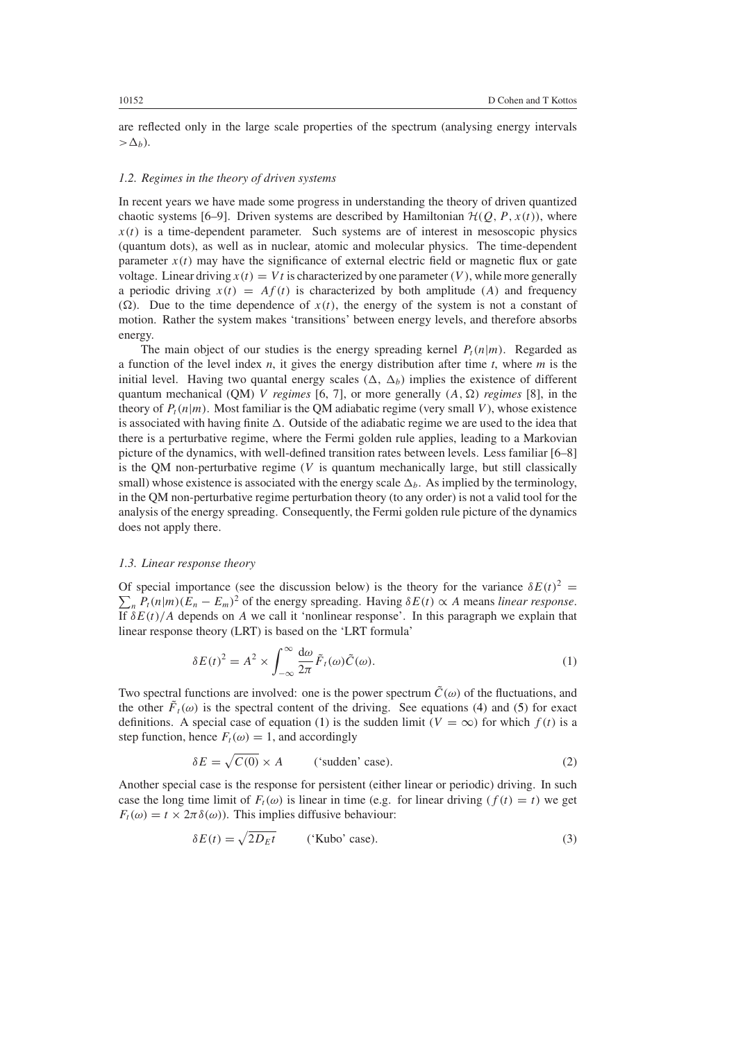are reflected only in the large scale properties of the spectrum (analysing energy intervals $> \Delta_b$).

### 1.2. Regimes in the theory of driven systems

In recent years we have made some progress in understanding the theory of driven quantized chaotic systems [6–9]. Driven systems are described by Hamiltonian $\mathcal{H}(Q, P, x(t))$, where $x(t)$ is a time-dependent parameter. Such systems are of interest in mesoscopic physics (quantum dots), as well as in nuclear, atomic and molecular physics. The time-dependent parameter $x(t)$ may have the significance of external electric field or magnetic flux or gate voltage. Linear driving $x(t) = Vt$ is characterized by one parameter ($V$), while more generally a periodic driving $x(t) = Af(t)$ is characterized by both amplitude ($A$) and frequency ($\Omega$). Due to the time dependence of $x(t)$, the energy of the system is not a constant of motion. Rather the system makes 'transitions' between energy levels, and therefore absorbs energy.

The main object of our studies is the energy spreading kernel $P_t(n|m)$. Regarded as a function of the level index $n$, it gives the energy distribution after time $t$, where $m$ is the initial level. Having two quantal energy scales ($\Delta$, $\Delta_b$) implies the existence of different quantum mechanical (QM) *V regimes* [6, 7], or more generally $(A, \Omega)$ *regimes* [8], in the theory of $P_t(n|m)$. Most familiar is the QM adiabatic regime (very small $V$), whose existence is associated with having finite $\Delta$. Outside of the adiabatic regime we are used to the idea that there is a perturbative regime, where the Fermi golden rule applies, leading to a Markovian picture of the dynamics, with well-defined transition rates between levels. Less familiar [6–8] is the QM non-perturbative regime ($V$ is quantum mechanically large, but still classically small) whose existence is associated with the energy scale $\Delta_b$. As implied by the terminology, in the QM non-perturbative regime perturbation theory (to any order) is not a valid tool for the analysis of the energy spreading. Consequently, the Fermi golden rule picture of the dynamics does not apply there.

### 1.3. Linear response theory

Of special importance (see the discussion below) is the theory for the variance $\delta E(t)^2 = \sum_n P_t(n|m)(E_n - E_m)^2$ of the energy spreading. Having $\delta E(t) \propto A$ means *linear response*. If $\delta E(t)/A$ depends on $A$ we call it 'nonlinear response'. In this paragraph we explain that linear response theory (LRT) is based on the 'LRT formula'

$$\delta E(t)^2 = A^2 \times \int_{-\infty}^{\infty} \frac{d\omega}{2\pi} \tilde{F}_t(\omega)\tilde{C}(\omega). \tag{1}$$

Two spectral functions are involved: one is the power spectrum $\tilde{C}(\omega)$ of the fluctuations, and the other $\tilde{F}_t(\omega)$ is the spectral content of the driving. See equations (4) and (5) for exact definitions. A special case of equation (1) is the sudden limit ($V = \infty$) for which $f(t)$ is a step function, hence $F_t(\omega) = 1$, and accordingly

$$\delta E = \sqrt{C(0)} \times A \qquad \text{('sudden' case)}. \tag{2}$$

Another special case is the response for persistent (either linear or periodic) driving. In such case the long time limit of $F_t(\omega)$ is linear in time (e.g. for linear driving ($f(t) = t$) we get $F_t(\omega) = t \times 2\pi\delta(\omega)$). This implies diffusive behaviour:

$$\delta E(t) = \sqrt{2D_E t} \qquad \text{('Kubo' case)}. \tag{3}$$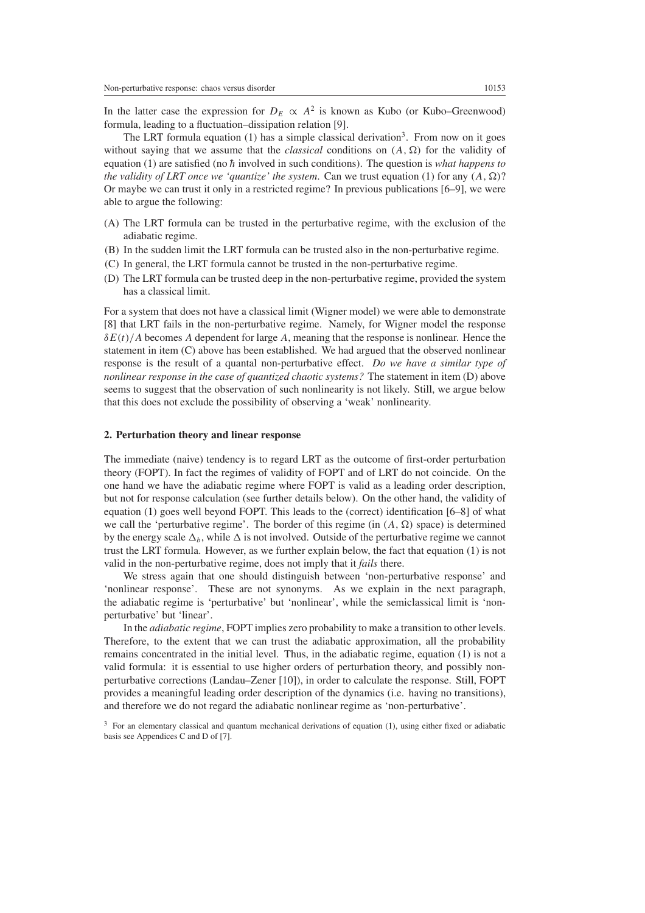In the latter case the expression for $D_E \propto A^2$ is known as Kubo (or Kubo–Greenwood) formula, leading to a fluctuation–dissipation relation [9].

The LRT formula equation (1) has a simple classical derivation[3]. From now on it goes without saying that we assume that the *classical* conditions on $(A, \Omega)$ for the validity of equation (1) are satisfied (no $\hbar$ involved in such conditions). The question is *what happens to the validity of LRT once we 'quantize' the system*. Can we trust equation (1) for any $(A, \Omega)$? Or maybe we can trust it only in a restricted regime? In previous publications [6–9], we were able to argue the following:

(A) The LRT formula can be trusted in the perturbative regime, with the exclusion of the adiabatic regime.
(B) In the sudden limit the LRT formula can be trusted also in the non-perturbative regime.
(C) In general, the LRT formula cannot be trusted in the non-perturbative regime.
(D) The LRT formula can be trusted deep in the non-perturbative regime, provided the system has a classical limit.

For a system that does not have a classical limit (Wigner model) we were able to demonstrate [8] that LRT fails in the non-perturbative regime. Namely, for Wigner model the response $\delta E(t)/A$ becomes $A$ dependent for large $A$, meaning that the response is nonlinear. Hence the statement in item (C) above has been established. We had argued that the observed nonlinear response is the result of a quantal non-perturbative effect. *Do we have a similar type of nonlinear response in the case of quantized chaotic systems?* The statement in item (D) above seems to suggest that the observation of such nonlinearity is not likely. Still, we argue below that this does not exclude the possibility of observing a 'weak' nonlinearity.

## 2. Perturbation theory and linear response

The immediate (naive) tendency is to regard LRT as the outcome of first-order perturbation theory (FOPT). In fact the regimes of validity of FOPT and of LRT do not coincide. On the one hand we have the adiabatic regime where FOPT is valid as a leading order description, but not for response calculation (see further details below). On the other hand, the validity of equation (1) goes well beyond FOPT. This leads to the (correct) identification [6–8] of what we call the 'perturbative regime'. The border of this regime (in $(A, \Omega)$ space) is determined by the energy scale $\Delta_b$, while $\Delta$ is not involved. Outside of the perturbative regime we cannot trust the LRT formula. However, as we further explain below, the fact that equation (1) is not valid in the non-perturbative regime, does not imply that it *fails* there.

We stress again that one should distinguish between 'non-perturbative response' and 'nonlinear response'. These are not synonyms. As we explain in the next paragraph, the adiabatic regime is 'perturbative' but 'nonlinear', while the semiclassical limit is 'non-perturbative' but 'linear'.

In the *adiabatic regime*, FOPT implies zero probability to make a transition to other levels. Therefore, to the extent that we can trust the adiabatic approximation, all the probability remains concentrated in the initial level. Thus, in the adiabatic regime, equation (1) is not a valid formula: it is essential to use higher orders of perturbation theory, and possibly non-perturbative corrections (Landau–Zener [10]), in order to calculate the response. Still, FOPT provides a meaningful leading order description of the dynamics (i.e. having no transitions), and therefore we do not regard the adiabatic nonlinear regime as 'non-perturbative'.

[3] For an elementary classical and quantum mechanical derivations of equation (1), using either fixed or adiabatic basis see Appendices C and D of [7].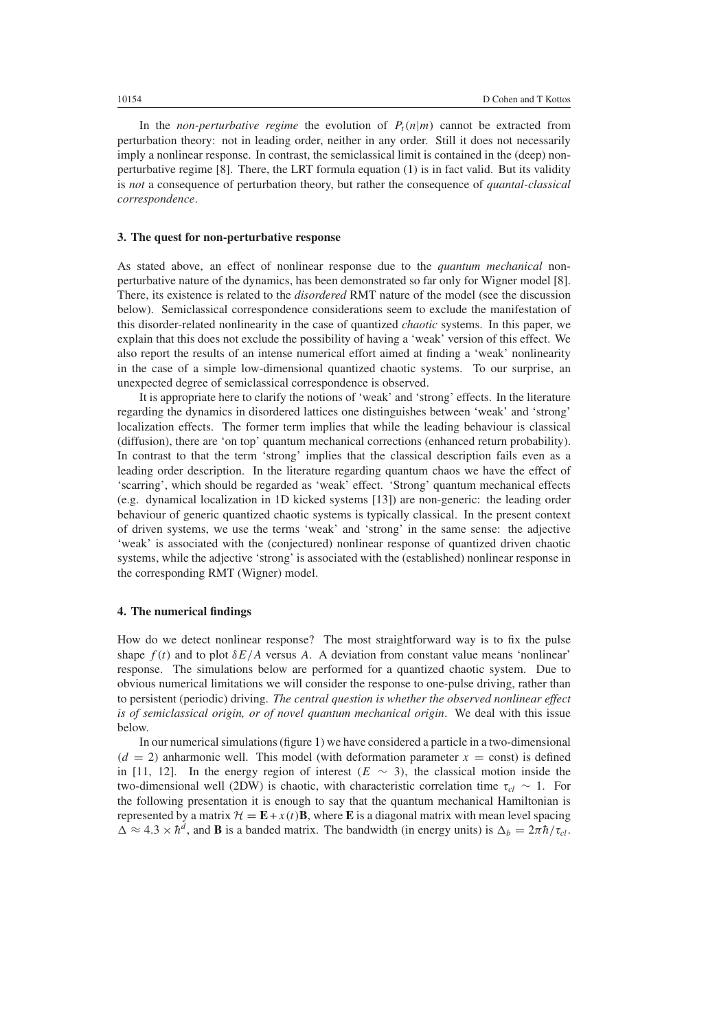In the *non-perturbative regime* the evolution of $P_t(n|m)$ cannot be extracted from perturbation theory: not in leading order, neither in any order. Still it does not necessarily imply a nonlinear response. In contrast, the semiclassical limit is contained in the (deep) non-perturbative regime [8]. There, the LRT formula equation (1) is in fact valid. But its validity is *not* a consequence of perturbation theory, but rather the consequence of *quantal-classical correspondence*.

### 3. The quest for non-perturbative response

As stated above, an effect of nonlinear response due to the *quantum mechanical* non-perturbative nature of the dynamics, has been demonstrated so far only for Wigner model [8]. There, its existence is related to the *disordered* RMT nature of the model (see the discussion below). Semiclassical correspondence considerations seem to exclude the manifestation of this disorder-related nonlinearity in the case of quantized *chaotic* systems. In this paper, we explain that this does not exclude the possibility of having a 'weak' version of this effect. We also report the results of an intense numerical effort aimed at finding a 'weak' nonlinearity in the case of a simple low-dimensional quantized chaotic systems. To our surprise, an unexpected degree of semiclassical correspondence is observed.

It is appropriate here to clarify the notions of 'weak' and 'strong' effects. In the literature regarding the dynamics in disordered lattices one distinguishes between 'weak' and 'strong' localization effects. The former term implies that while the leading behaviour is classical (diffusion), there are 'on top' quantum mechanical corrections (enhanced return probability). In contrast to that the term 'strong' implies that the classical description fails even as a leading order description. In the literature regarding quantum chaos we have the effect of 'scarring', which should be regarded as 'weak' effect. 'Strong' quantum mechanical effects (e.g. dynamical localization in 1D kicked systems [13]) are non-generic: the leading order behaviour of generic quantized chaotic systems is typically classical. In the present context of driven systems, we use the terms 'weak' and 'strong' in the same sense: the adjective 'weak' is associated with the (conjectured) nonlinear response of quantized driven chaotic systems, while the adjective 'strong' is associated with the (established) nonlinear response in the corresponding RMT (Wigner) model.

### 4. The numerical findings

How do we detect nonlinear response? The most straightforward way is to fix the pulse shape $f(t)$ and to plot $\delta E/A$ versus $A$. A deviation from constant value means 'nonlinear' response. The simulations below are performed for a quantized chaotic system. Due to obvious numerical limitations we will consider the response to one-pulse driving, rather than to persistent (periodic) driving. *The central question is whether the observed nonlinear effect is of semiclassical origin, or of novel quantum mechanical origin*. We deal with this issue below.

In our numerical simulations (figure 1) we have considered a particle in a two-dimensional ($d = 2$) anharmonic well. This model (with deformation parameter $x = \text{const}$) is defined in [11, 12]. In the energy region of interest ($E \sim 3$), the classical motion inside the two-dimensional well (2DW) is chaotic, with characteristic correlation time $\tau_{cl} \sim 1$. For the following presentation it is enough to say that the quantum mechanical Hamiltonian is represented by a matrix $\mathcal{H} = \mathbf{E} + x(t)\mathbf{B}$, where $\mathbf{E}$ is a diagonal matrix with mean level spacing $\Delta \approx 4.3 \times \hbar^d$, and $\mathbf{B}$ is a banded matrix. The bandwidth (in energy units) is $\Delta_b = 2\pi\hbar/\tau_{cl}$.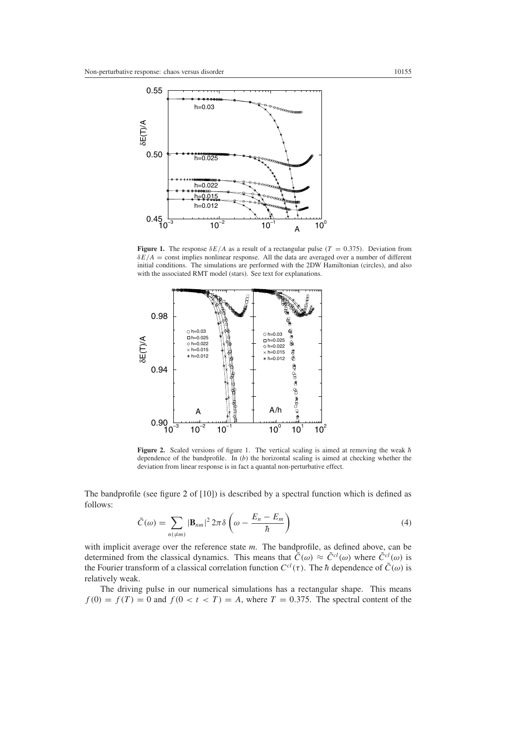**Figure 1.** The response $\delta E/A$ as a result of a rectangular pulse ($T = 0.375$). Deviation from $\delta E/A = \text{const}$ implies nonlinear response. All the data are averaged over a number of different initial conditions. The simulations are performed with the 2DW Hamiltonian (circles), and also with the associated RMT model (stars). See text for explanations.

**Figure 2.** Scaled versions of figure 1. The vertical scaling is aimed at removing the weak $\hbar$ dependence of the bandprofile. In (*b*) the horizontal scaling is aimed at checking whether the deviation from linear response is in fact a quantal non-perturbative effect.

The bandprofile (see figure 2 of [10]) is described by a spectral function which is defined as follows:

$$\tilde{C}(\omega) = \sum_{n(\neq m)} |\mathbf{B}_{nm}|^2 \, 2\pi \delta\left(\omega - \frac{E_n - E_m}{\hbar}\right) \tag{4}$$

with implicit average over the reference state $m$. The bandprofile, as defined above, can be determined from the classical dynamics. This means that $\tilde{C}(\omega) \approx \tilde{C}^{cl}(\omega)$ where $\tilde{C}^{cl}(\omega)$ is the Fourier transform of a classical correlation function $C^{cl}(\tau)$. The $\hbar$ dependence of $\tilde{C}(\omega)$ is relatively weak.

The driving pulse in our numerical simulations has a rectangular shape. This means $f(0) = f(T) = 0$ and $f(0 < t < T) = A$, where $T = 0.375$. The spectral content of the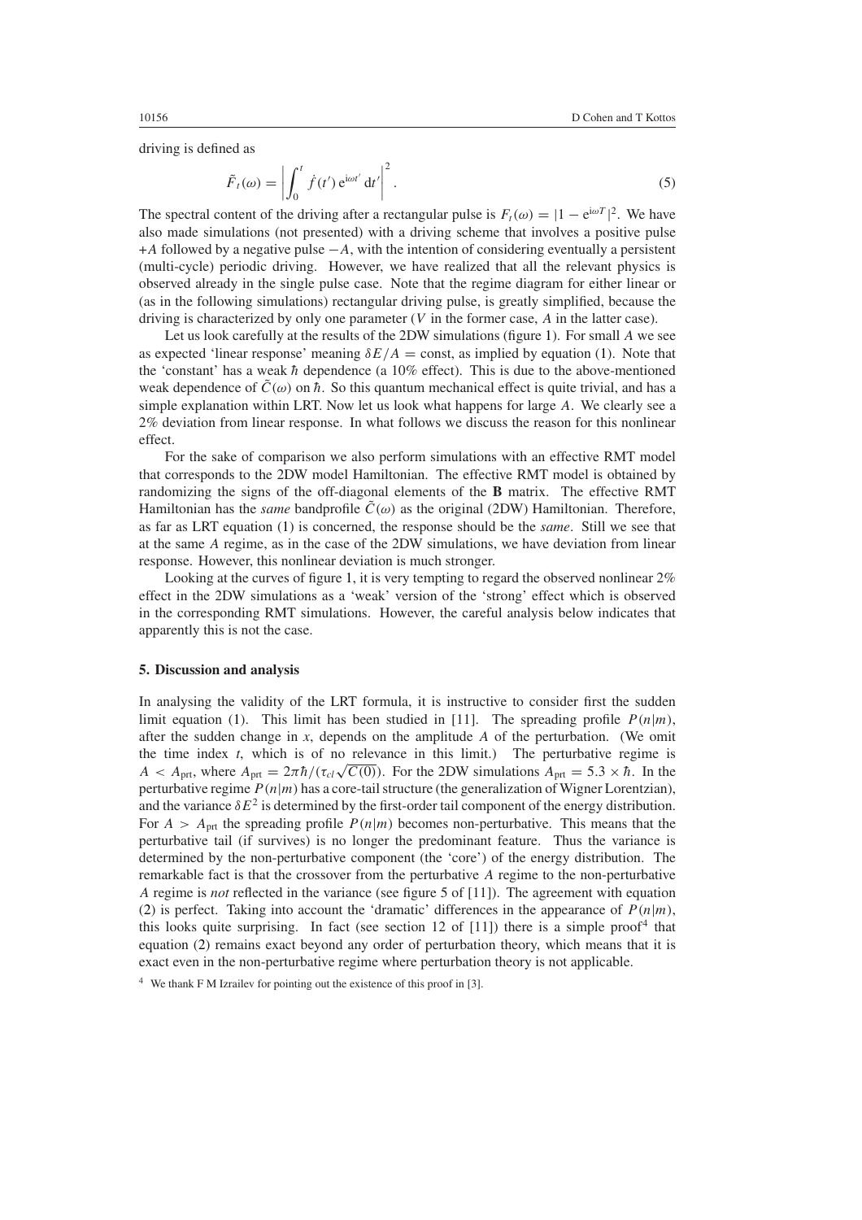driving is defined as

$$\tilde{F}_t(\omega) = \left| \int_0^t \dot{f}(t') \, e^{i\omega t'} \, dt' \right|^2. \tag{5}$$

The spectral content of the driving after a rectangular pulse is $F_t(\omega) = |1 - e^{i\omega T}|^2$. We have also made simulations (not presented) with a driving scheme that involves a positive pulse $+A$ followed by a negative pulse $-A$, with the intention of considering eventually a persistent (multi-cycle) periodic driving. However, we have realized that all the relevant physics is observed already in the single pulse case. Note that the regime diagram for either linear or (as in the following simulations) rectangular driving pulse, is greatly simplified, because the driving is characterized by only one parameter ($V$ in the former case, $A$ in the latter case).

Let us look carefully at the results of the 2DW simulations (figure 1). For small $A$ we see as expected 'linear response' meaning $\delta E/A = \text{const}$, as implied by equation (1). Note that the 'constant' has a weak $\hbar$ dependence (a 10% effect). This is due to the above-mentioned weak dependence of $\tilde{C}(\omega)$ on $\hbar$. So this quantum mechanical effect is quite trivial, and has a simple explanation within LRT. Now let us look what happens for large $A$. We clearly see a 2% deviation from linear response. In what follows we discuss the reason for this nonlinear effect.

For the sake of comparison we also perform simulations with an effective RMT model that corresponds to the 2DW model Hamiltonian. The effective RMT model is obtained by randomizing the signs of the off-diagonal elements of the **B** matrix. The effective RMT Hamiltonian has the *same* bandprofile $\tilde{C}(\omega)$ as the original (2DW) Hamiltonian. Therefore, as far as LRT equation (1) is concerned, the response should be the *same*. Still we see that at the same $A$ regime, as in the case of the 2DW simulations, we have deviation from linear response. However, this nonlinear deviation is much stronger.

Looking at the curves of figure 1, it is very tempting to regard the observed nonlinear 2% effect in the 2DW simulations as a 'weak' version of the 'strong' effect which is observed in the corresponding RMT simulations. However, the careful analysis below indicates that apparently this is not the case.

## 5. Discussion and analysis

In analysing the validity of the LRT formula, it is instructive to consider first the sudden limit equation (1). This limit has been studied in [11]. The spreading profile $P(n|m)$, after the sudden change in $x$, depends on the amplitude $A$ of the perturbation. (We omit the time index $t$, which is of no relevance in this limit.) The perturbative regime is $A < A_{\text{prt}}$, where $A_{\text{prt}} = 2\pi\hbar/(\tau_{cl}\sqrt{C(0)})$. For the 2DW simulations $A_{\text{prt}} = 5.3 \times \hbar$. In the perturbative regime $P(n|m)$ has a core-tail structure (the generalization of Wigner Lorentzian), and the variance $\delta E^2$ is determined by the first-order tail component of the energy distribution. For $A > A_{\text{prt}}$ the spreading profile $P(n|m)$ becomes non-perturbative. This means that the perturbative tail (if survives) is no longer the predominant feature. Thus the variance is determined by the non-perturbative component (the 'core') of the energy distribution. The remarkable fact is that the crossover from the perturbative $A$ regime to the non-perturbative $A$ regime is *not* reflected in the variance (see figure 5 of [11]). The agreement with equation (2) is perfect. Taking into account the 'dramatic' differences in the appearance of $P(n|m)$, this looks quite surprising. In fact (see section 12 of [11]) there is a simple proof[4] that equation (2) remains exact beyond any order of perturbation theory, which means that it is exact even in the non-perturbative regime where perturbation theory is not applicable.

[4] We thank F M Izrailev for pointing out the existence of this proof in [3].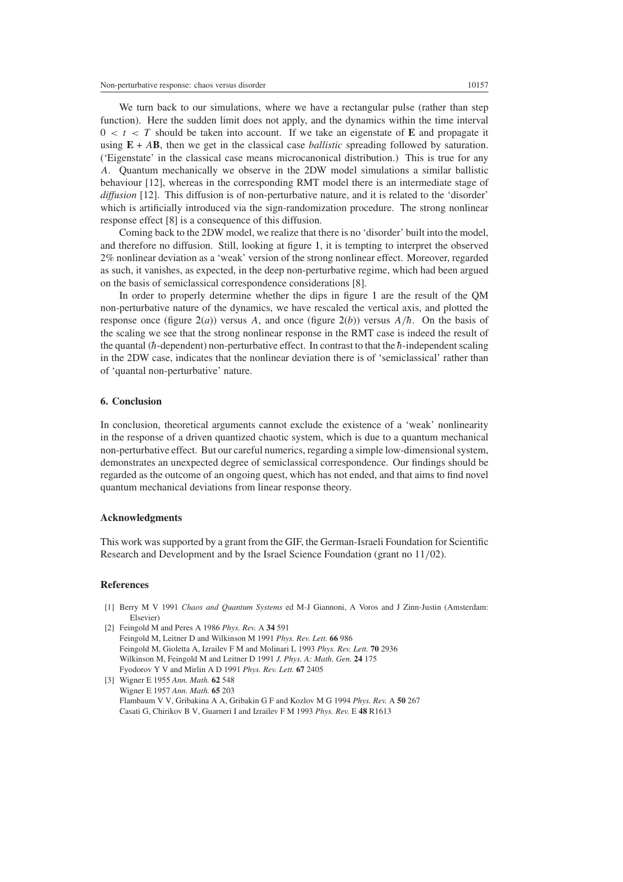We turn back to our simulations, where we have a rectangular pulse (rather than step function). Here the sudden limit does not apply, and the dynamics within the time interval $0 < t < T$ should be taken into account. If we take an eigenstate of $\mathbf{E}$ and propagate it using $\mathbf{E} + A\mathbf{B}$, then we get in the classical case *ballistic* spreading followed by saturation. ('Eigenstate' in the classical case means microcanonical distribution.) This is true for any $A$. Quantum mechanically we observe in the 2DW model simulations a similar ballistic behaviour [12], whereas in the corresponding RMT model there is an intermediate stage of *diffusion* [12]. This diffusion is of non-perturbative nature, and it is related to the 'disorder' which is artificially introduced via the sign-randomization procedure. The strong nonlinear response effect [8] is a consequence of this diffusion.

Coming back to the 2DW model, we realize that there is no 'disorder' built into the model, and therefore no diffusion. Still, looking at figure 1, it is tempting to interpret the observed 2% nonlinear deviation as a 'weak' version of the strong nonlinear effect. Moreover, regarded as such, it vanishes, as expected, in the deep non-perturbative regime, which had been argued on the basis of semiclassical correspondence considerations [8].

In order to properly determine whether the dips in figure 1 are the result of the QM non-perturbative nature of the dynamics, we have rescaled the vertical axis, and plotted the response once (figure 2(*a*)) versus $A$, and once (figure 2(*b*)) versus $A/\hbar$. On the basis of the scaling we see that the strong nonlinear response in the RMT case is indeed the result of the quantal ($\hbar$-dependent) non-perturbative effect. In contrast to that the $\hbar$-independent scaling in the 2DW case, indicates that the nonlinear deviation there is of 'semiclassical' rather than of 'quantal non-perturbative' nature.

## 6. Conclusion

In conclusion, theoretical arguments cannot exclude the existence of a 'weak' nonlinearity in the response of a driven quantized chaotic system, which is due to a quantum mechanical non-perturbative effect. But our careful numerics, regarding a simple low-dimensional system, demonstrates an unexpected degree of semiclassical correspondence. Our findings should be regarded as the outcome of an ongoing quest, which has not ended, and that aims to find novel quantum mechanical deviations from linear response theory.

### Acknowledgments

This work was supported by a grant from the GIF, the German-Israeli Foundation for Scientific Research and Development and by the Israel Science Foundation (grant no 11/02).

### References

[1] Berry M V 1991 *Chaos and Quantum Systems* ed M-J Giannoni, A Voros and J Zinn-Justin (Amsterdam: Elsevier)

[2] Feingold M and Peres A 1986 *Phys. Rev.* A **34** 591
Feingold M, Leitner D and Wilkinson M 1991 *Phys. Rev. Lett.* **66** 986
Feingold M, Gioletta A, Izrailev F M and Molinari L 1993 *Phys. Rev. Lett.* **70** 2936
Wilkinson M, Feingold M and Leitner D 1991 *J. Phys. A: Math. Gen.* **24** 175
Fyodorov Y V and Mirlin A D 1991 *Phys. Rev. Lett.* **67** 2405

[3] Wigner E 1955 *Ann. Math.* **62** 548
Wigner E 1957 *Ann. Math.* **65** 203
Flambaum V V, Gribakina A A, Gribakin G F and Kozlov M G 1994 *Phys. Rev.* A **50** 267
Casati G, Chirikov B V, Guarneri I and Izrailev F M 1993 *Phys. Rev.* E **48** R1613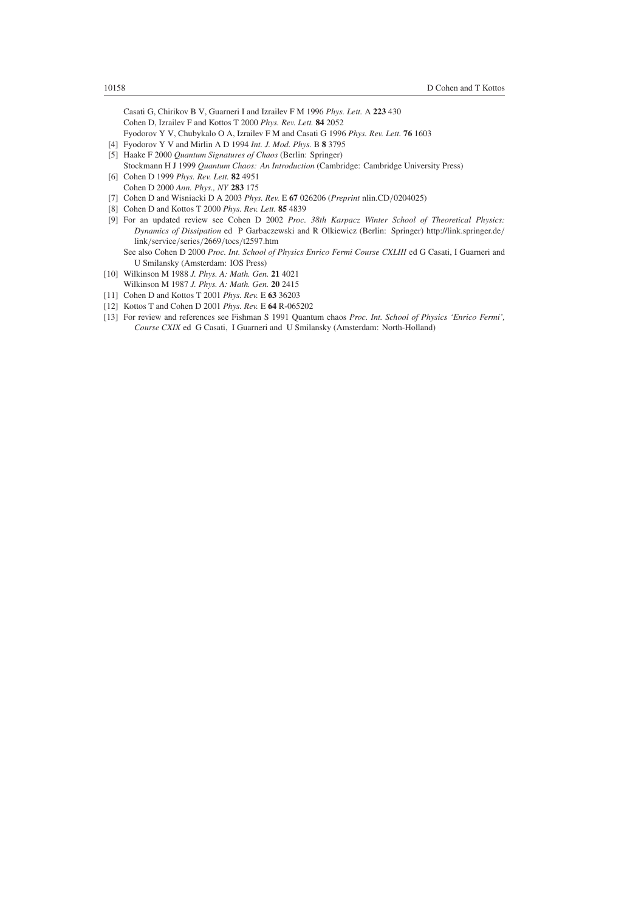Casati G, Chirikov B V, Guarneri I and Izrailev F M 1996 *Phys. Lett.* A **223** 430
Cohen D, Izrailev F and Kottos T 2000 *Phys. Rev. Lett.* **84** 2052
Fyodorov Y V, Chubykalo O A, Izrailev F M and Casati G 1996 *Phys. Rev. Lett.* **76** 1603

[4] Fyodorov Y V and Mirlin A D 1994 *Int. J. Mod. Phys.* B **8** 3795

[5] Haake F 2000 *Quantum Signatures of Chaos* (Berlin: Springer)
Stockmann H J 1999 *Quantum Chaos: An Introduction* (Cambridge: Cambridge University Press)

[6] Cohen D 1999 *Phys. Rev. Lett.* **82** 4951
Cohen D 2000 *Ann. Phys., NY* **283** 175

[7] Cohen D and Wisniacki D A 2003 *Phys. Rev.* E **67** 026206 (*Preprint* nlin.CD/0204025)

[8] Cohen D and Kottos T 2000 *Phys. Rev. Lett.* **85** 4839

[9] For an updated review see Cohen D 2002 *Proc. 38th Karpacz Winter School of Theoretical Physics: Dynamics of Dissipation* ed P Garbaczewski and R Olkiewicz (Berlin: Springer) http://link.springer.de/link/service/series/2669/tocs/t2597.htm
See also Cohen D 2000 *Proc. Int. School of Physics Enrico Fermi Course CXLIII* ed G Casati, I Guarneri and U Smilansky (Amsterdam: IOS Press)

[10] Wilkinson M 1988 *J. Phys. A: Math. Gen.* **21** 4021
Wilkinson M 1987 *J. Phys. A: Math. Gen.* **20** 2415

[11] Cohen D and Kottos T 2001 *Phys. Rev.* E **63** 36203

[12] Kottos T and Cohen D 2001 *Phys. Rev.* E **64** R-065202

[13] For review and references see Fishman S 1991 Quantum chaos *Proc. Int. School of Physics 'Enrico Fermi', Course CXIX* ed G Casati, I Guarneri and U Smilansky (Amsterdam: North-Holland)